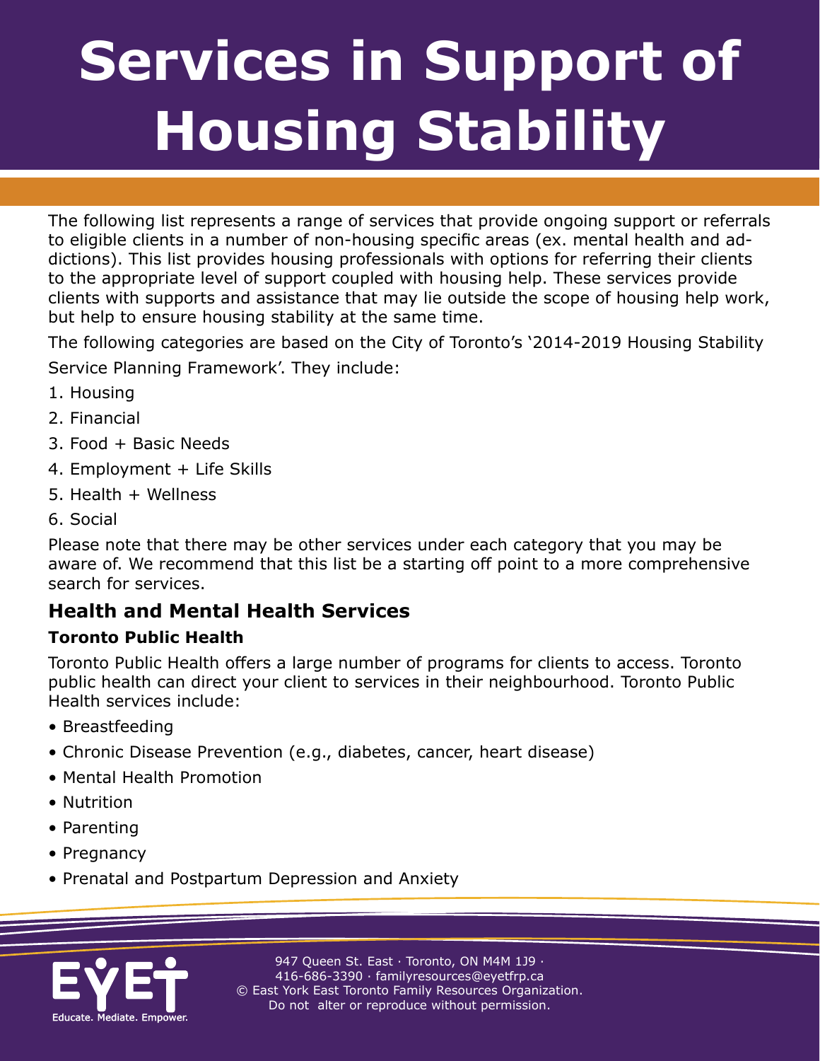# Services in Support of Housing Stability

The following list represents a range of services that provide ongoing support or referrals to eligible clients in a number of non-housing specific areas (ex. mental health and addictions). This list provides housing professionals with options for referring their clients to the appropriate level of support coupled with housing help. These services provide clients with supports and assistance that may lie outside the scope of housing help work, but help to ensure housing stability at the same time.

The following categories are based on the City of Toronto's '2014-2019 Housing Stability Service Planning Framework'. They include:

1. Housing
2. Financial
3. Food + Basic Needs
4. Employment + Life Skills
5. Health + Wellness
6. Social

Please note that there may be other services under each category that you may be aware of. We recommend that this list be a starting off point to a more comprehensive search for services.

## Health and Mental Health Services

### Toronto Public Health

Toronto Public Health offers a large number of programs for clients to access. Toronto public health can direct your client to services in their neighbourhood. Toronto Public Health services include:

- Breastfeeding
- Chronic Disease Prevention (e.g., diabetes, cancer, heart disease)
- Mental Health Promotion
- Nutrition
- Parenting
- Pregnancy
- Prenatal and Postpartum Depression and Anxiety

947 Queen St. East · Toronto, ON M4M 1J9 · 416-686-3390 · familyresources@eyetfrp.ca
© East York East Toronto Family Resources Organization. Do not alter or reproduce without permission.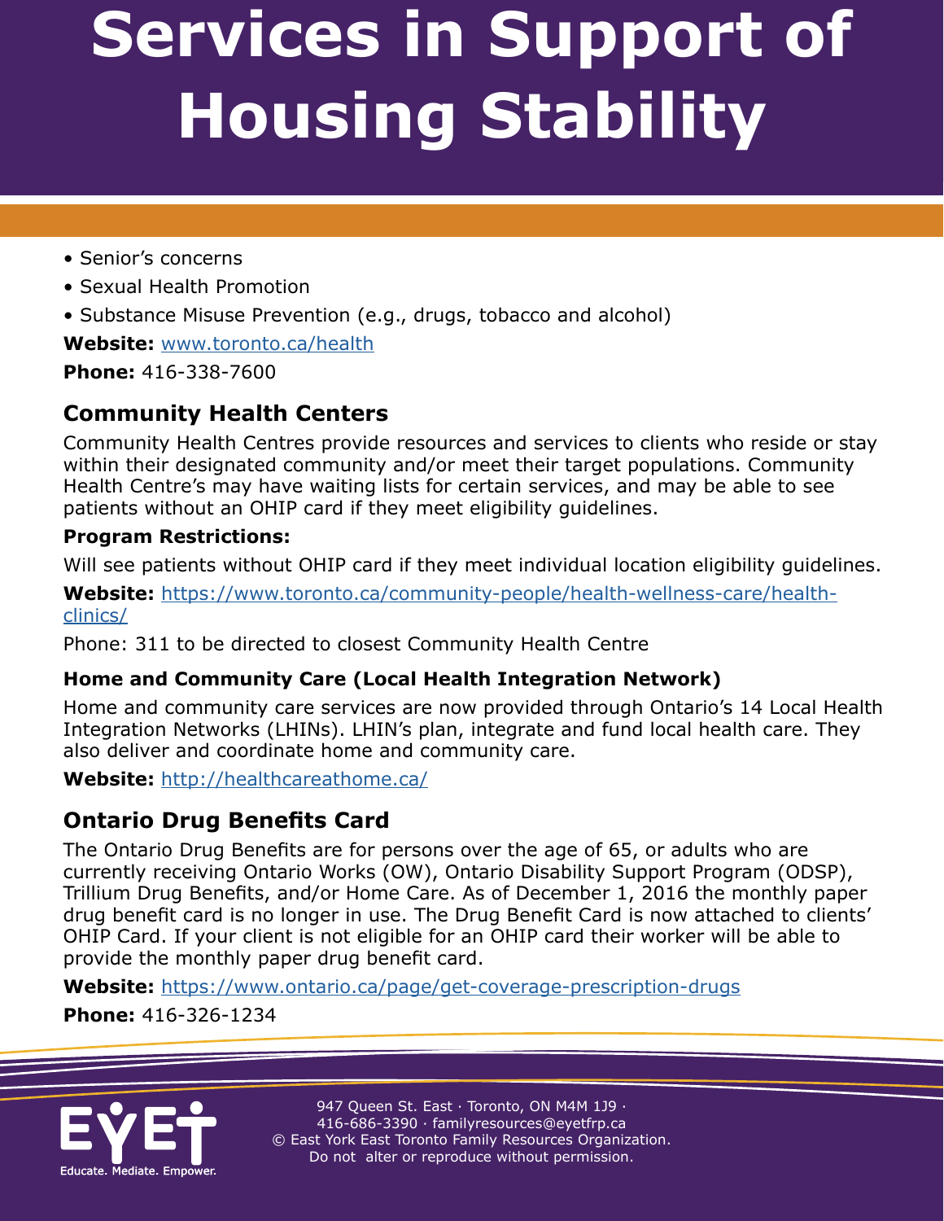# Services in Support of Housing Stability

- Senior's concerns
- Sexual Health Promotion
- Substance Misuse Prevention (e.g., drugs, tobacco and alcohol)

**Website:** www.toronto.ca/health

**Phone:** 416-338-7600

## Community Health Centers

Community Health Centres provide resources and services to clients who reside or stay within their designated community and/or meet their target populations. Community Health Centre's may have waiting lists for certain services, and may be able to see patients without an OHIP card if they meet eligibility guidelines.

**Program Restrictions:**

Will see patients without OHIP card if they meet individual location eligibility guidelines.

**Website:** https://www.toronto.ca/community-people/health-wellness-care/health-clinics/

Phone: 311 to be directed to closest Community Health Centre

### Home and Community Care (Local Health Integration Network)

Home and community care services are now provided through Ontario's 14 Local Health Integration Networks (LHINs). LHIN's plan, integrate and fund local health care. They also deliver and coordinate home and community care.

**Website:** http://healthcareathome.ca/

## Ontario Drug Benefits Card

The Ontario Drug Benefits are for persons over the age of 65, or adults who are currently receiving Ontario Works (OW), Ontario Disability Support Program (ODSP), Trillium Drug Benefits, and/or Home Care. As of December 1, 2016 the monthly paper drug benefit card is no longer in use. The Drug Benefit Card is now attached to clients' OHIP Card. If your client is not eligible for an OHIP card their worker will be able to provide the monthly paper drug benefit card.

**Website:** https://www.ontario.ca/page/get-coverage-prescription-drugs

**Phone:** 416-326-1234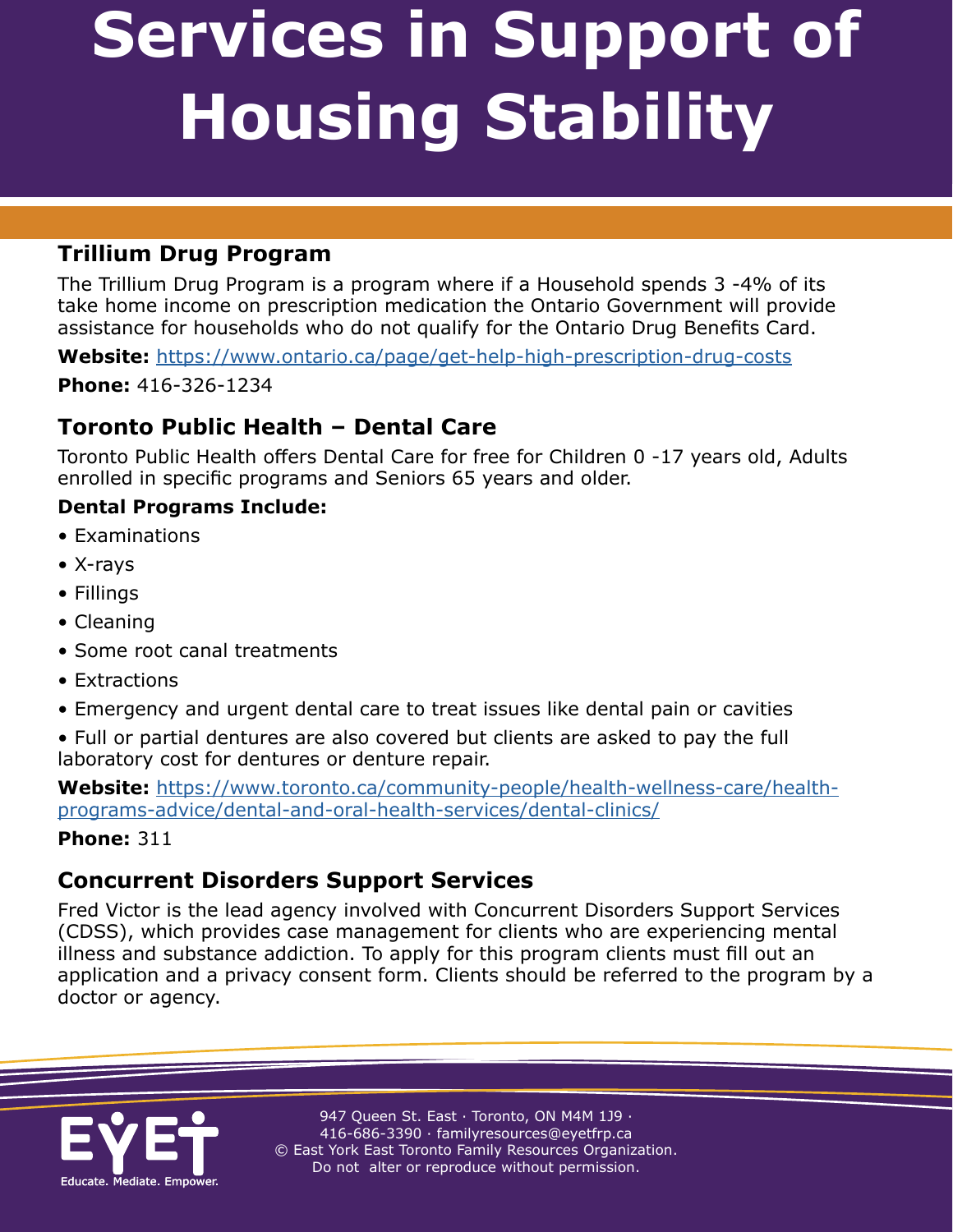# Services in Support of Housing Stability

## Trillium Drug Program

The Trillium Drug Program is a program where if a Household spends 3 -4% of its take home income on prescription medication the Ontario Government will provide assistance for households who do not qualify for the Ontario Drug Benefits Card.

**Website:** https://www.ontario.ca/page/get-help-high-prescription-drug-costs

**Phone:** 416-326-1234

## Toronto Public Health – Dental Care

Toronto Public Health offers Dental Care for free for Children 0 -17 years old, Adults enrolled in specific programs and Seniors 65 years and older.

**Dental Programs Include:**

- Examinations
- X-rays
- Fillings
- Cleaning
- Some root canal treatments
- Extractions
- Emergency and urgent dental care to treat issues like dental pain or cavities
- Full or partial dentures are also covered but clients are asked to pay the full laboratory cost for dentures or denture repair.

**Website:** https://www.toronto.ca/community-people/health-wellness-care/health-programs-advice/dental-and-oral-health-services/dental-clinics/

**Phone:** 311

## Concurrent Disorders Support Services

Fred Victor is the lead agency involved with Concurrent Disorders Support Services (CDSS), which provides case management for clients who are experiencing mental illness and substance addiction. To apply for this program clients must fill out an application and a privacy consent form. Clients should be referred to the program by a doctor or agency.

EYET Educate. Mediate. Empower.

947 Queen St. East · Toronto, ON M4M 1J9 · 416-686-3390 · familyresources@eyetfrp.ca
© East York East Toronto Family Resources Organization. Do not alter or reproduce without permission.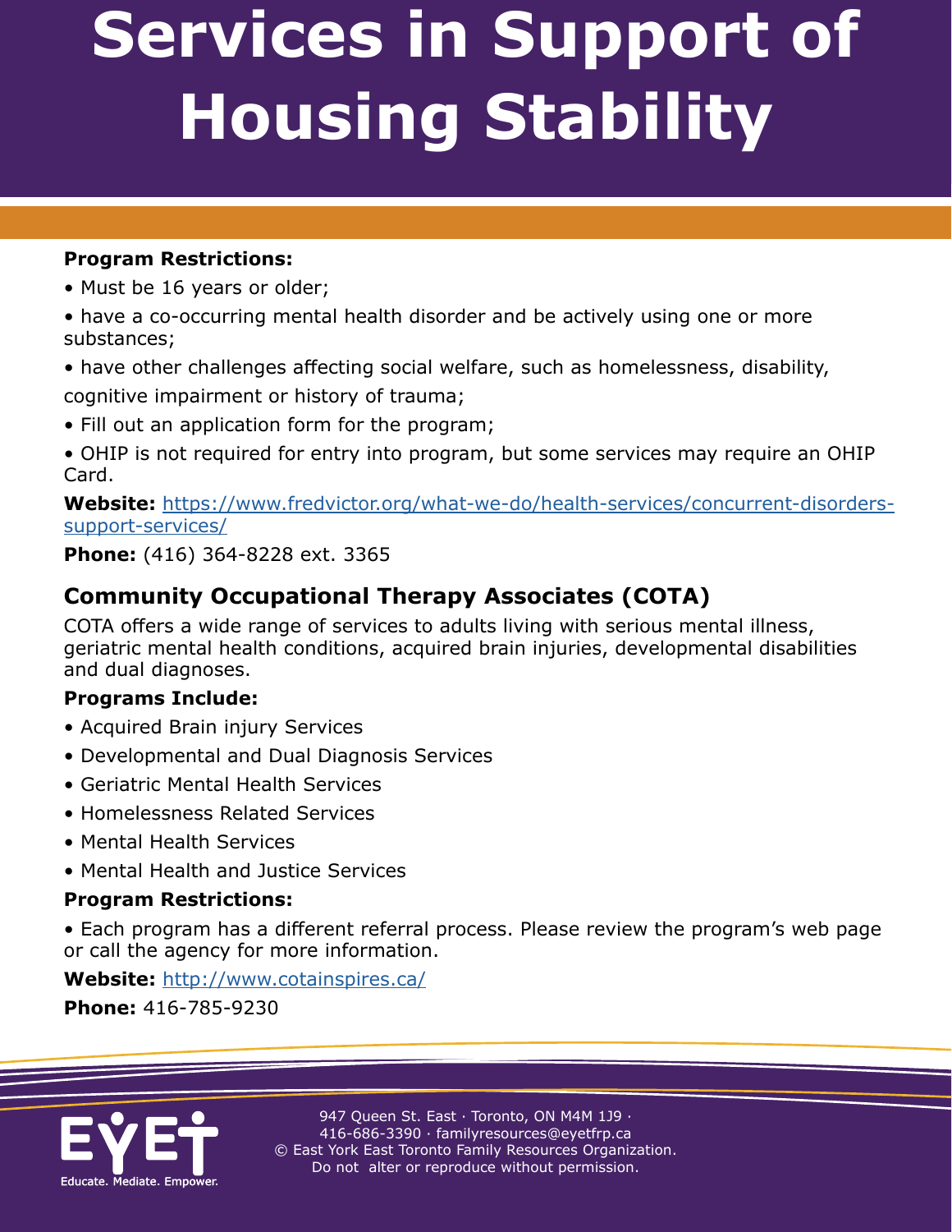# Services in Support of Housing Stability

**Program Restrictions:**

- Must be 16 years or older;
- have a co-occurring mental health disorder and be actively using one or more substances;
- have other challenges affecting social welfare, such as homelessness, disability, cognitive impairment or history of trauma;
- Fill out an application form for the program;
- OHIP is not required for entry into program, but some services may require an OHIP Card.

**Website:** https://www.fredvictor.org/what-we-do/health-services/concurrent-disorders-support-services/

**Phone:** (416) 364-8228 ext. 3365

## Community Occupational Therapy Associates (COTA)

COTA offers a wide range of services to adults living with serious mental illness, geriatric mental health conditions, acquired brain injuries, developmental disabilities and dual diagnoses.

**Programs Include:**

- Acquired Brain injury Services
- Developmental and Dual Diagnosis Services
- Geriatric Mental Health Services
- Homelessness Related Services
- Mental Health Services
- Mental Health and Justice Services

**Program Restrictions:**

- Each program has a different referral process. Please review the program's web page or call the agency for more information.

**Website:** http://www.cotainspires.ca/

**Phone:** 416-785-9230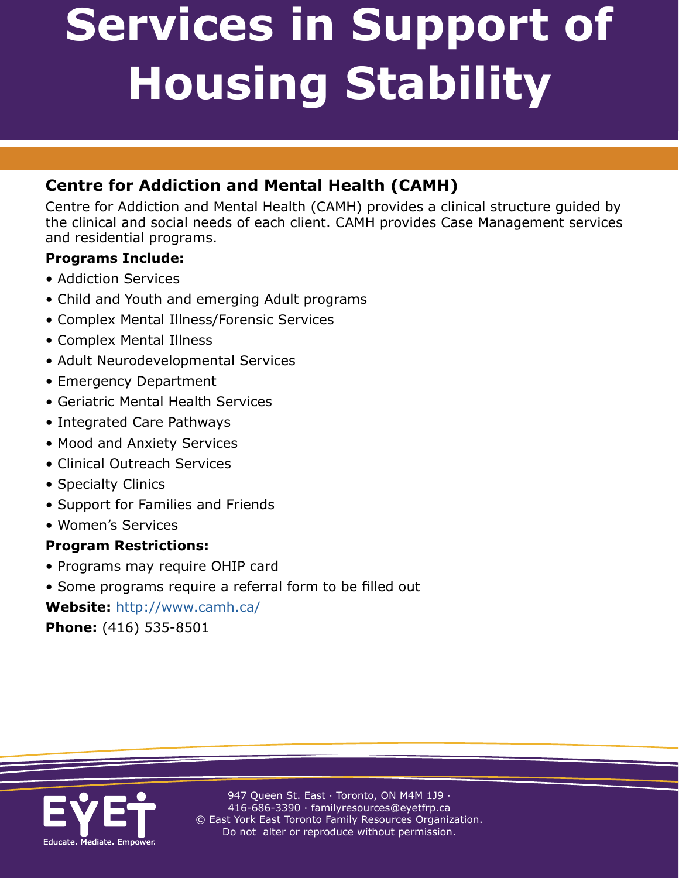# Services in Support of Housing Stability

## Centre for Addiction and Mental Health (CAMH)

Centre for Addiction and Mental Health (CAMH) provides a clinical structure guided by the clinical and social needs of each client. CAMH provides Case Management services and residential programs.

**Programs Include:**

- Addiction Services
- Child and Youth and emerging Adult programs
- Complex Mental Illness/Forensic Services
- Complex Mental Illness
- Adult Neurodevelopmental Services
- Emergency Department
- Geriatric Mental Health Services
- Integrated Care Pathways
- Mood and Anxiety Services
- Clinical Outreach Services
- Specialty Clinics
- Support for Families and Friends
- Women's Services

**Program Restrictions:**

- Programs may require OHIP card
- Some programs require a referral form to be filled out

**Website:** http://www.camh.ca/

**Phone:** (416) 535-8501

Educate. Mediate. Empower.

947 Queen St. East · Toronto, ON M4M 1J9 · 416-686-3390 · familyresources@eyetfrp.ca
© East York East Toronto Family Resources Organization.
Do not alter or reproduce without permission.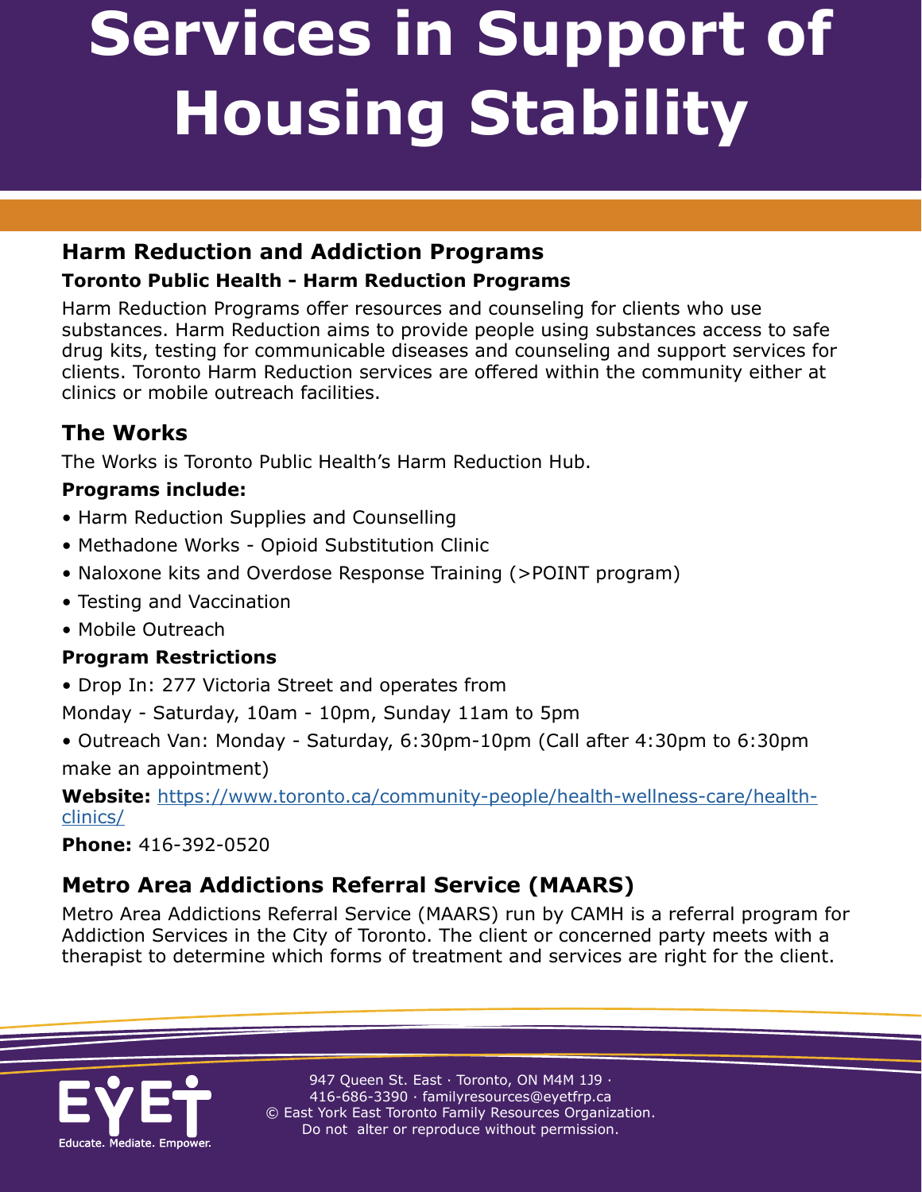# Services in Support of Housing Stability

## Harm Reduction and Addiction Programs

### Toronto Public Health - Harm Reduction Programs

Harm Reduction Programs offer resources and counseling for clients who use substances. Harm Reduction aims to provide people using substances access to safe drug kits, testing for communicable diseases and counseling and support services for clients. Toronto Harm Reduction services are offered within the community either at clinics or mobile outreach facilities.

## The Works

The Works is Toronto Public Health's Harm Reduction Hub.

**Programs include:**

- Harm Reduction Supplies and Counselling
- Methadone Works - Opioid Substitution Clinic
- Naloxone kits and Overdose Response Training (>POINT program)
- Testing and Vaccination
- Mobile Outreach

**Program Restrictions**

- Drop In: 277 Victoria Street and operates from

Monday - Saturday, 10am - 10pm, Sunday 11am to 5pm

- Outreach Van: Monday - Saturday, 6:30pm-10pm (Call after 4:30pm to 6:30pm make an appointment)

**Website:** https://www.toronto.ca/community-people/health-wellness-care/health-clinics/

**Phone:** 416-392-0520

## Metro Area Addictions Referral Service (MAARS)

Metro Area Addictions Referral Service (MAARS) run by CAMH is a referral program for Addiction Services in the City of Toronto. The client or concerned party meets with a therapist to determine which forms of treatment and services are right for the client.

EYET Educate. Mediate. Empower.

947 Queen St. East · Toronto, ON M4M 1J9 · 416-686-3390 · familyresources@eyetfrp.ca
© East York East Toronto Family Resources Organization. Do not alter or reproduce without permission.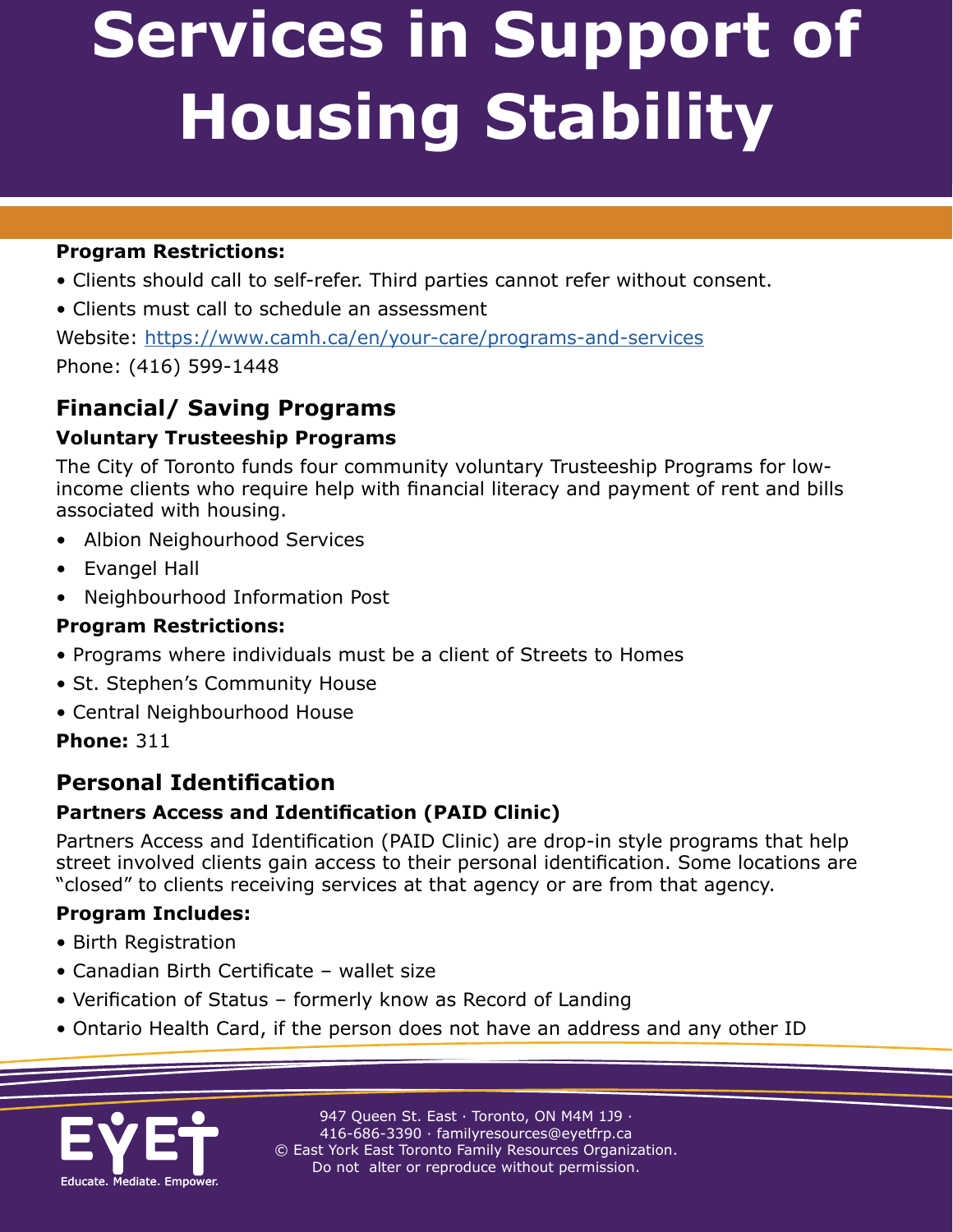# Services in Support of Housing Stability

**Program Restrictions:**

- Clients should call to self-refer. Third parties cannot refer without consent.
- Clients must call to schedule an assessment

Website: https://www.camh.ca/en/your-care/programs-and-services

Phone: (416) 599-1448

## Financial/ Saving Programs

### Voluntary Trusteeship Programs

The City of Toronto funds four community voluntary Trusteeship Programs for low-income clients who require help with financial literacy and payment of rent and bills associated with housing.

- Albion Neighourhood Services
- Evangel Hall
- Neighbourhood Information Post

**Program Restrictions:**

- Programs where individuals must be a client of Streets to Homes
- St. Stephen's Community House
- Central Neighbourhood House

**Phone:** 311

## Personal Identification

### Partners Access and Identification (PAID Clinic)

Partners Access and Identification (PAID Clinic) are drop-in style programs that help street involved clients gain access to their personal identification. Some locations are "closed" to clients receiving services at that agency or are from that agency.

**Program Includes:**

- Birth Registration
- Canadian Birth Certificate – wallet size
- Verification of Status – formerly know as Record of Landing
- Ontario Health Card, if the person does not have an address and any other ID

947 Queen St. East · Toronto, ON M4M 1J9 · 416-686-3390 · familyresources@eyetfrp.ca
© East York East Toronto Family Resources Organization. Do not alter or reproduce without permission.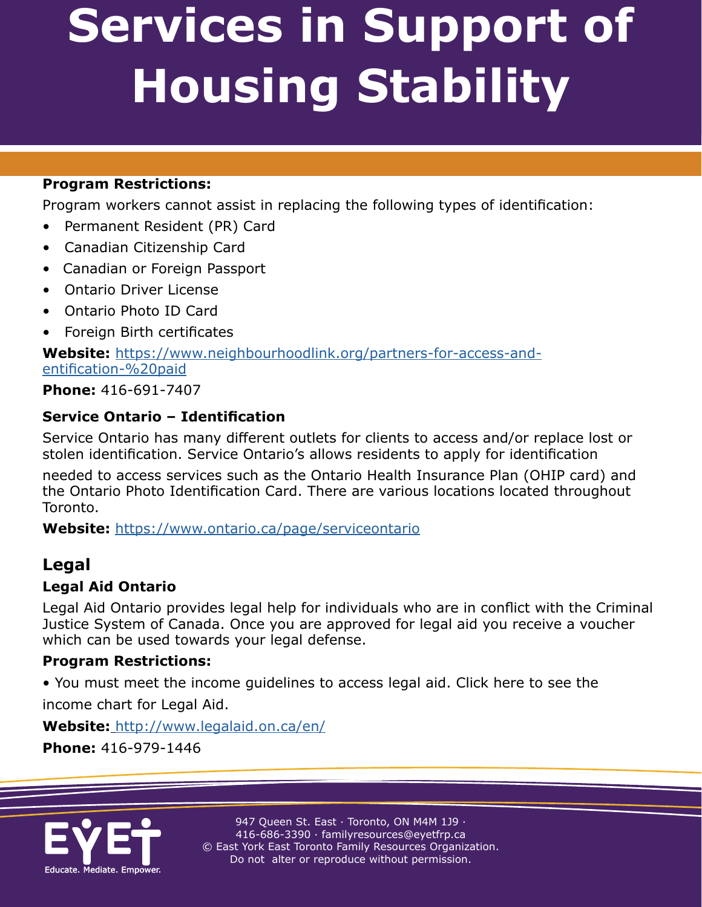# Services in Support of Housing Stability

**Program Restrictions:**

Program workers cannot assist in replacing the following types of identification:

- Permanent Resident (PR) Card
- Canadian Citizenship Card
- Canadian or Foreign Passport
- Ontario Driver License
- Ontario Photo ID Card
- Foreign Birth certificates

**Website:** https://www.neighbourhoodlink.org/partners-for-access-and-entification-%20paid

**Phone:** 416-691-7407

### Service Ontario – Identification

Service Ontario has many different outlets for clients to access and/or replace lost or stolen identification. Service Ontario's allows residents to apply for identification needed to access services such as the Ontario Health Insurance Plan (OHIP card) and the Ontario Photo Identification Card. There are various locations located throughout Toronto.

**Website:** https://www.ontario.ca/page/serviceontario

## Legal

### Legal Aid Ontario

Legal Aid Ontario provides legal help for individuals who are in conflict with the Criminal Justice System of Canada. Once you are approved for legal aid you receive a voucher which can be used towards your legal defense.

**Program Restrictions:**

- You must meet the income guidelines to access legal aid. Click here to see the income chart for Legal Aid.

**Website:** http://www.legalaid.on.ca/en/

**Phone:** 416-979-1446

947 Queen St. East · Toronto, ON M4M 1J9 · 416-686-3390 · familyresources@eyetfrp.ca
© East York East Toronto Family Resources Organization. Do not alter or reproduce without permission.

EYET — Educate. Mediate. Empower.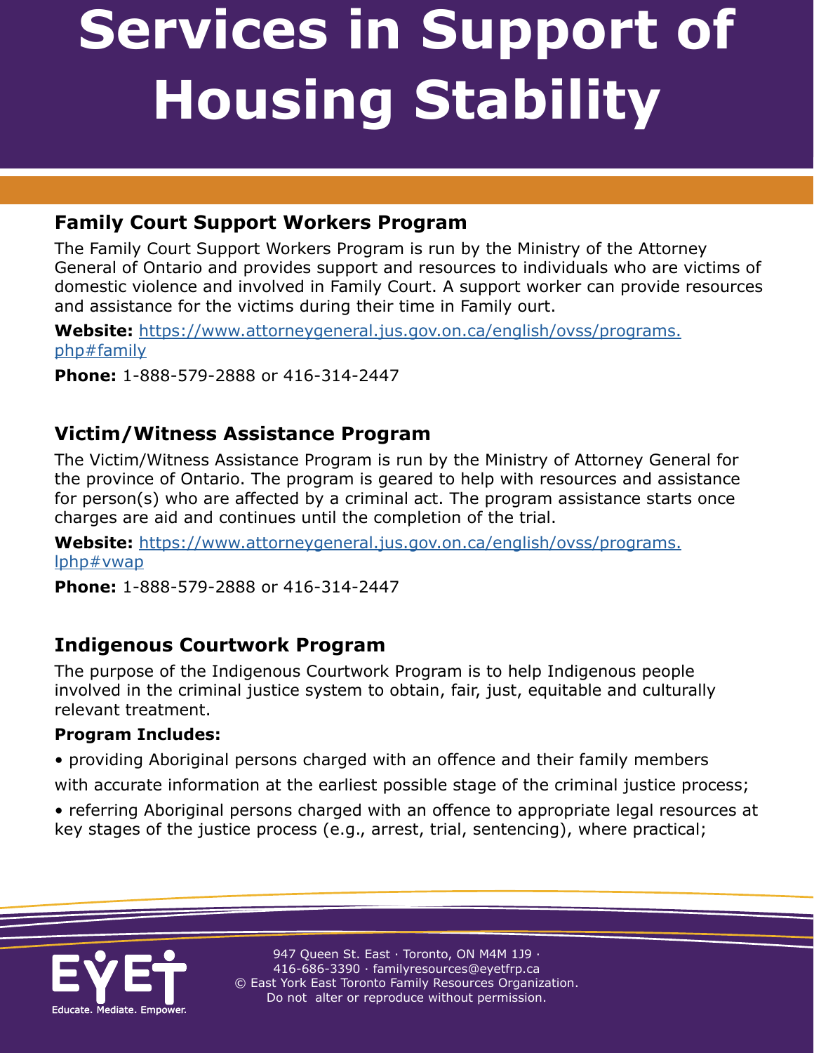# Services in Support of Housing Stability

### Family Court Support Workers Program

The Family Court Support Workers Program is run by the Ministry of the Attorney General of Ontario and provides support and resources to individuals who are victims of domestic violence and involved in Family Court. A support worker can provide resources and assistance for the victims during their time in Family ourt.

**Website:** [https://www.attorneygeneral.jus.gov.on.ca/english/ovss/programs.php#family](https://www.attorneygeneral.jus.gov.on.ca/english/ovss/programs.php#family)

**Phone:** 1-888-579-2888 or 416-314-2447

### Victim/Witness Assistance Program

The Victim/Witness Assistance Program is run by the Ministry of Attorney General for the province of Ontario. The program is geared to help with resources and assistance for person(s) who are affected by a criminal act. The program assistance starts once charges are aid and continues until the completion of the trial.

**Website:** [https://www.attorneygeneral.jus.gov.on.ca/english/ovss/programs.lphp#vwap](https://www.attorneygeneral.jus.gov.on.ca/english/ovss/programs.lphp#vwap)

**Phone:** 1-888-579-2888 or 416-314-2447

### Indigenous Courtwork Program

The purpose of the Indigenous Courtwork Program is to help Indigenous people involved in the criminal justice system to obtain, fair, just, equitable and culturally relevant treatment.

**Program Includes:**

- providing Aboriginal persons charged with an offence and their family members with accurate information at the earliest possible stage of the criminal justice process;
- referring Aboriginal persons charged with an offence to appropriate legal resources at key stages of the justice process (e.g., arrest, trial, sentencing), where practical;

EYET Educate. Mediate. Empower.

947 Queen St. East · Toronto, ON M4M 1J9 · 416-686-3390 · familyresources@eyetfrp.ca
© East York East Toronto Family Resources Organization.
Do not alter or reproduce without permission.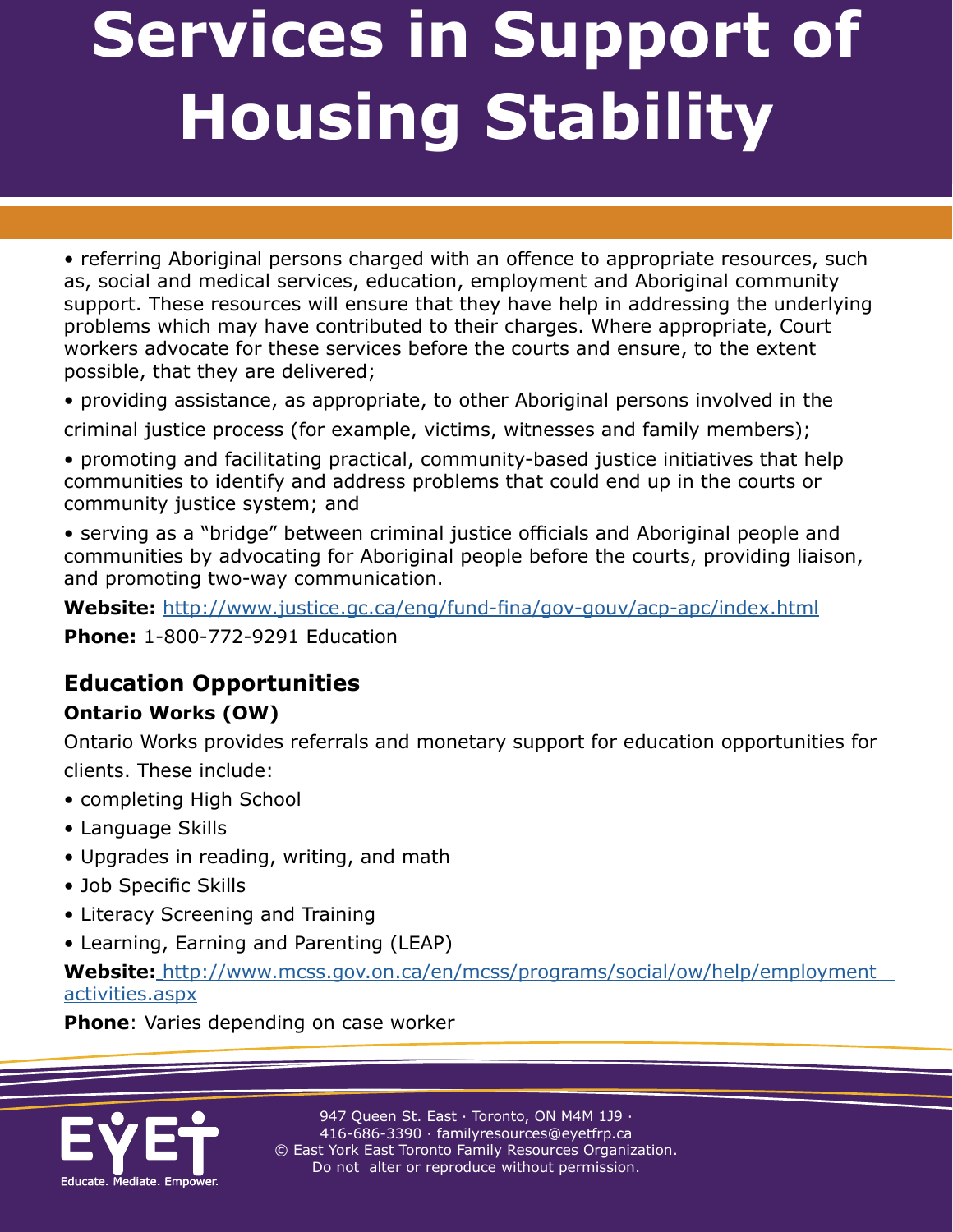# Services in Support of Housing Stability

- referring Aboriginal persons charged with an offence to appropriate resources, such as, social and medical services, education, employment and Aboriginal community support. These resources will ensure that they have help in addressing the underlying problems which may have contributed to their charges. Where appropriate, Court workers advocate for these services before the courts and ensure, to the extent possible, that they are delivered;
- providing assistance, as appropriate, to other Aboriginal persons involved in the criminal justice process (for example, victims, witnesses and family members);
- promoting and facilitating practical, community-based justice initiatives that help communities to identify and address problems that could end up in the courts or community justice system; and
- serving as a "bridge" between criminal justice officials and Aboriginal people and communities by advocating for Aboriginal people before the courts, providing liaison, and promoting two-way communication.

**Website:** http://www.justice.gc.ca/eng/fund-fina/gov-gouv/acp-apc/index.html

**Phone:** 1-800-772-9291 Education

## Education Opportunities

### Ontario Works (OW)

Ontario Works provides referrals and monetary support for education opportunities for clients. These include:

- completing High School
- Language Skills
- Upgrades in reading, writing, and math
- Job Specific Skills
- Literacy Screening and Training
- Learning, Earning and Parenting (LEAP)

**Website:** http://www.mcss.gov.on.ca/en/mcss/programs/social/ow/help/employment_activities.aspx

**Phone**: Varies depending on case worker

947 Queen St. East · Toronto, ON M4M 1J9 · 416-686-3390 · familyresources@eyetfrp.ca
© East York East Toronto Family Resources Organization. Do not alter or reproduce without permission.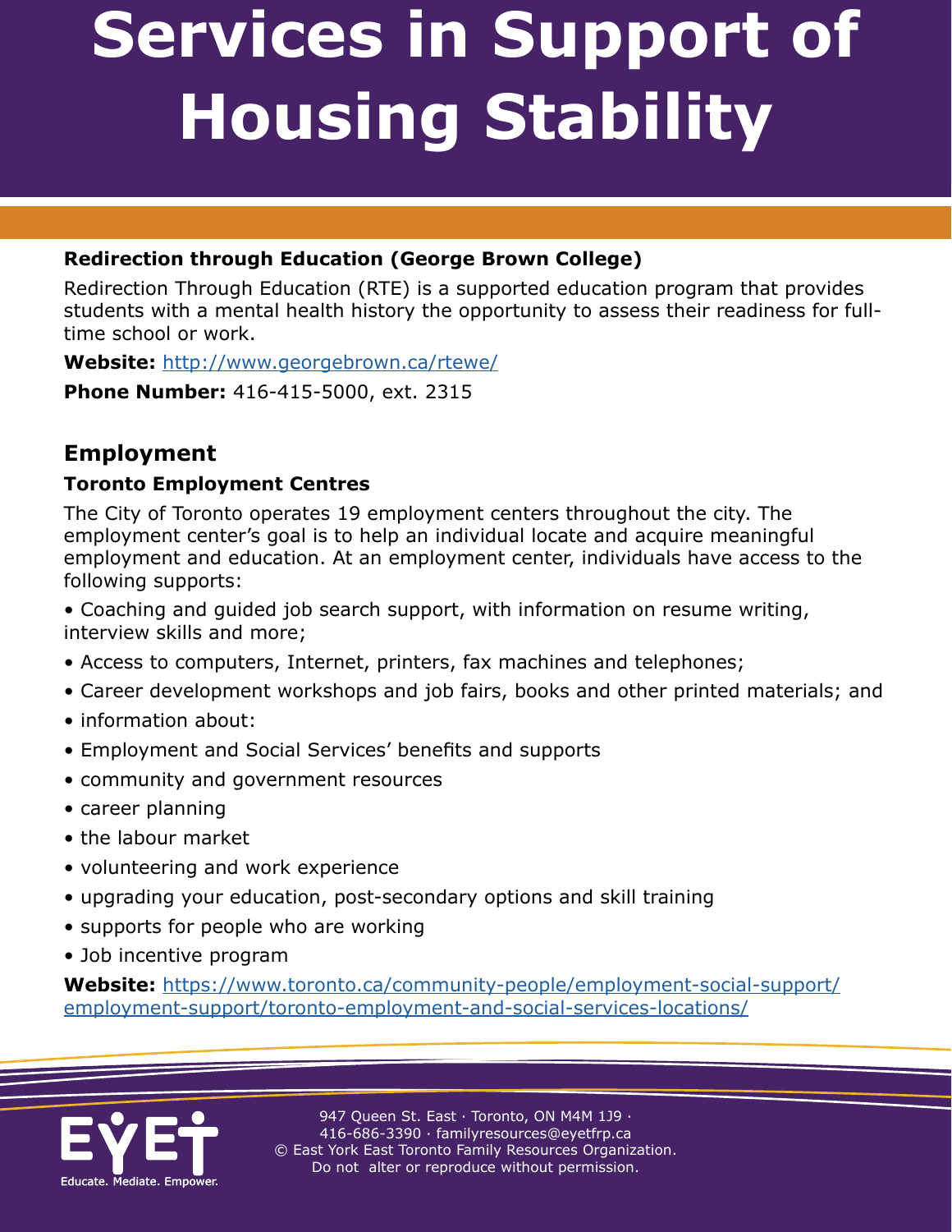# Services in Support of Housing Stability

**Redirection through Education (George Brown College)**

Redirection Through Education (RTE) is a supported education program that provides students with a mental health history the opportunity to assess their readiness for full-time school or work.

**Website:** http://www.georgebrown.ca/rtewe/

**Phone Number:** 416-415-5000, ext. 2315

## Employment

**Toronto Employment Centres**

The City of Toronto operates 19 employment centers throughout the city. The employment center's goal is to help an individual locate and acquire meaningful employment and education. At an employment center, individuals have access to the following supports:

- Coaching and guided job search support, with information on resume writing, interview skills and more;
- Access to computers, Internet, printers, fax machines and telephones;
- Career development workshops and job fairs, books and other printed materials; and
- information about:
- Employment and Social Services' benefits and supports
- community and government resources
- career planning
- the labour market
- volunteering and work experience
- upgrading your education, post-secondary options and skill training
- supports for people who are working
- Job incentive program

**Website:** https://www.toronto.ca/community-people/employment-social-support/employment-support/toronto-employment-and-social-services-locations/

947 Queen St. East · Toronto, ON M4M 1J9 · 416-686-3390 · familyresources@eyetfrp.ca
© East York East Toronto Family Resources Organization. Do not alter or reproduce without permission.

EYET Educate. Mediate. Empower.